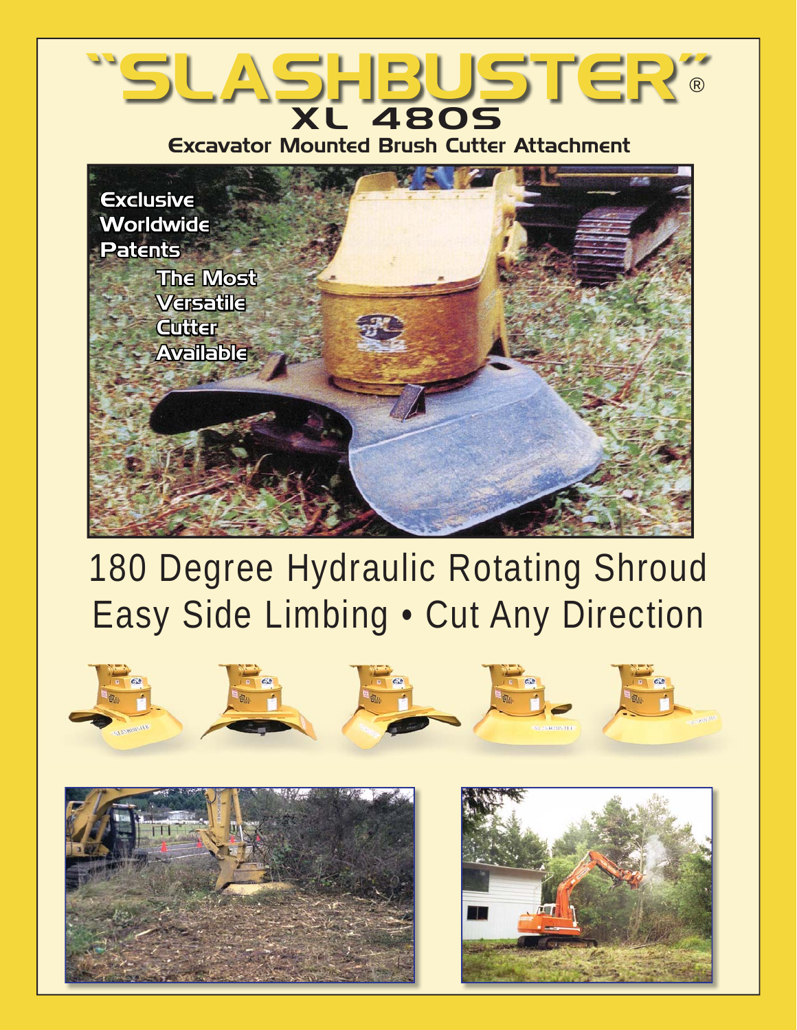# "SLASHBUSTER"®

## XL 480S

### Excavator Mounted Brush Cutter Attachment

Exclusive Worldwide Patents

The Most Versatile Cutter Available

180 Degree Hydraulic Rotating Shroud

Easy Side Limbing • Cut Any Direction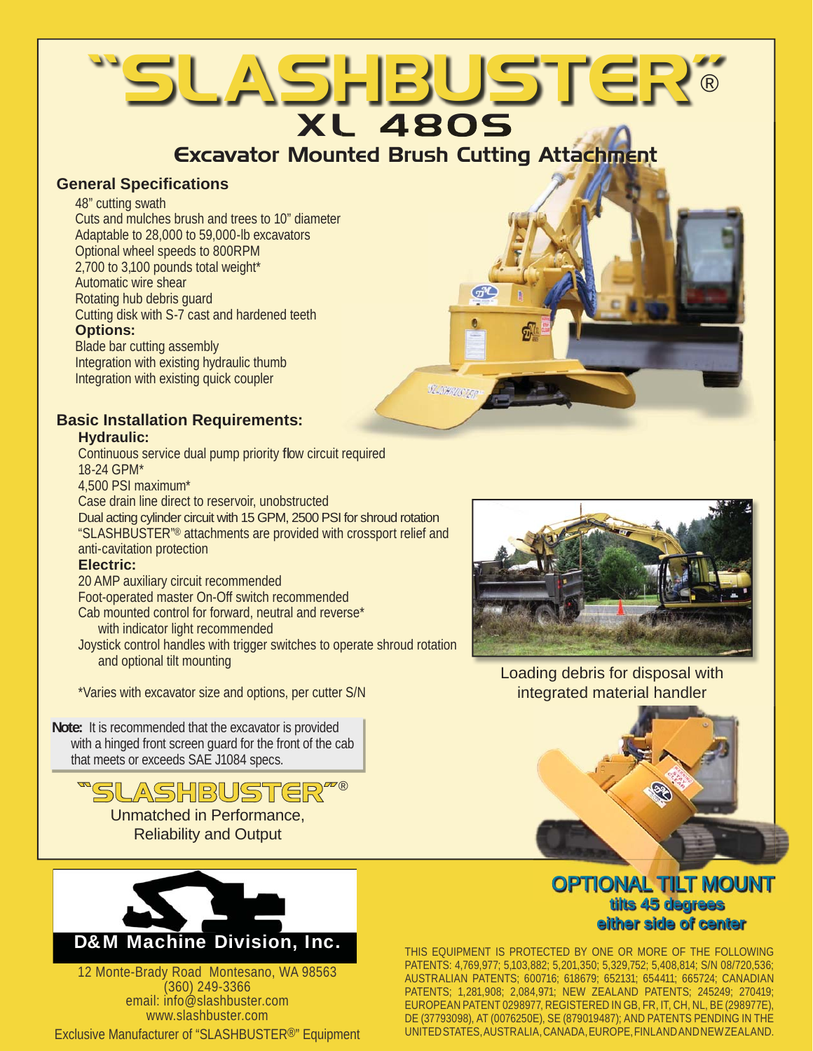# "SLASHBUSTER"®

## XL 480S

## Excavator Mounted Brush Cutting Attachment

### General Specifications

48" cutting swath
Cuts and mulches brush and trees to 10" diameter
Adaptable to 28,000 to 59,000-lb excavators
Optional wheel speeds to 800RPM
2,700 to 3,100 pounds total weight*
Automatic wire shear
Rotating hub debris guard
Cutting disk with S-7 cast and hardened teeth

**Options:**

Blade bar cutting assembly
Integration with existing hydraulic thumb
Integration with existing quick coupler

### Basic Installation Requirements:

**Hydraulic:**

Continuous service dual pump priority flow circuit required
18-24 GPM*
4,500 PSI maximum*
Case drain line direct to reservoir, unobstructed
Dual acting cylinder circuit with 15 GPM, 2500 PSI for shroud rotation
"SLASHBUSTER"® attachments are provided with crossport relief and anti-cavitation protection

**Electric:**

20 AMP auxiliary circuit recommended
Foot-operated master On-Off switch recommended
Cab mounted control for forward, neutral and reverse* with indicator light recommended
Joystick control handles with trigger switches to operate shroud rotation and optional tilt mounting

*Varies with excavator size and options, per cutter S/N

**Note:** It is recommended that the excavator is provided with a hinged front screen guard for the front of the cab that meets or exceeds SAE J1084 specs.

Loading debris for disposal with integrated material handler

"SLASHBUSTER"®
Unmatched in Performance, Reliability and Output

**OPTIONAL TILT MOUNT**
**tilts 45 degrees either side of center**

**D&M Machine Division, Inc.**

12 Monte-Brady Road Montesano, WA 98563
(360) 249-3366
email: info@slashbuster.com
www.slashbuster.com
Exclusive Manufacturer of "SLASHBUSTER®" Equipment

THIS EQUIPMENT IS PROTECTED BY ONE OR MORE OF THE FOLLOWING PATENTS: 4,769,977; 5,103,882; 5,201,350; 5,329,752; 5,408,814; S/N 08/720,536; AUSTRALIAN PATENTS; 600716; 618679; 652131; 654411; 665724; CANADIAN PATENTS; 1,281,908; 2,084,971; NEW ZEALAND PATENTS; 245249; 270419; EUROPEAN PATENT 0298977, REGISTERED IN GB, FR, IT, CH, NL, BE (298977E), DE (37793098), AT (0076250E), SE (879019487); AND PATENTS PENDING IN THE UNITED STATES, AUSTRALIA, CANADA, EUROPE, FINLAND AND NEW ZEALAND.